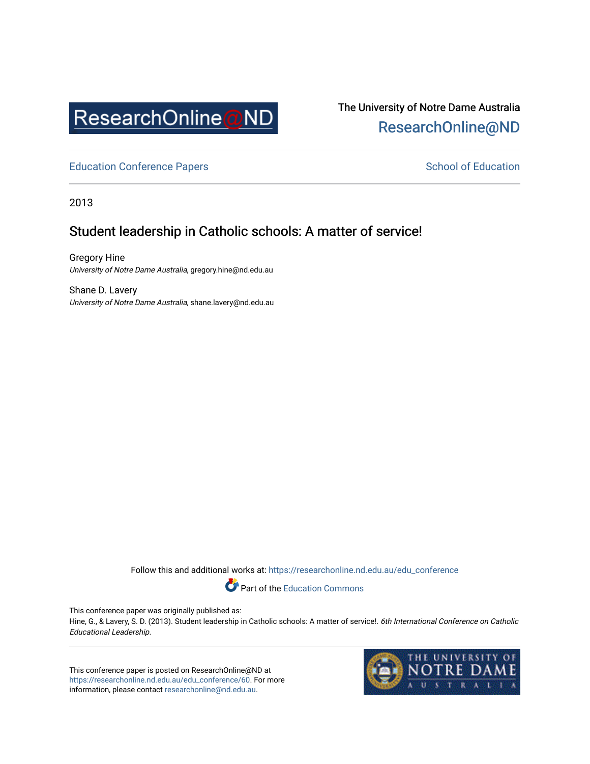The University of Notre Dame Australia
ResearchOnline@ND

Education Conference Papers

School of Education

2013

# Student leadership in Catholic schools: A matter of service!

Gregory Hine
*University of Notre Dame Australia*, gregory.hine@nd.edu.au

Shane D. Lavery
*University of Notre Dame Australia*, shane.lavery@nd.edu.au

Follow this and additional works at: https://researchonline.nd.edu.au/edu_conference

Part of the Education Commons

This conference paper was originally published as:
Hine, G., & Lavery, S. D. (2013). Student leadership in Catholic schools: A matter of service!. *6th International Conference on Catholic Educational Leadership*.

This conference paper is posted on ResearchOnline@ND at https://researchonline.nd.edu.au/edu_conference/60. For more information, please contact researchonline@nd.edu.au.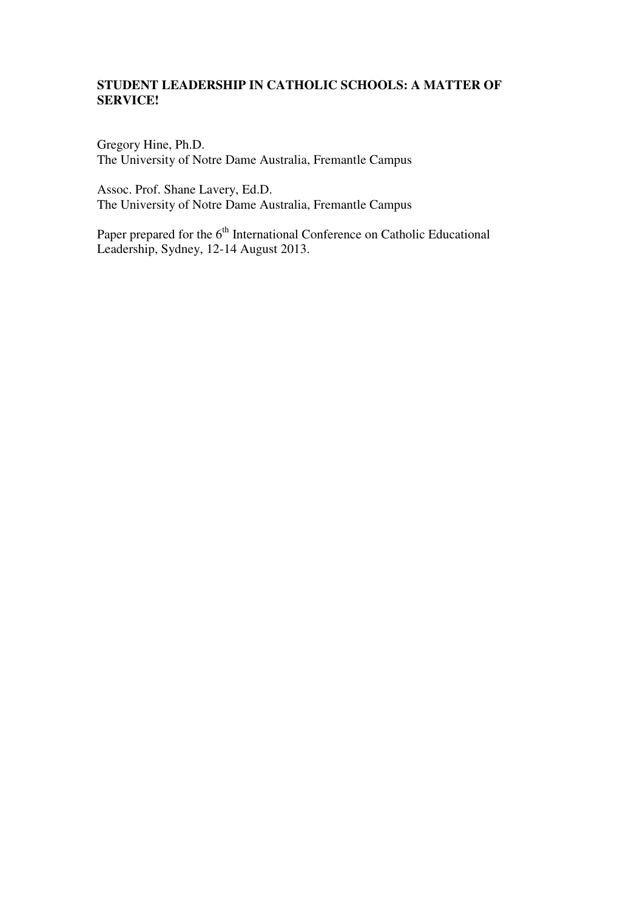**STUDENT LEADERSHIP IN CATHOLIC SCHOOLS: A MATTER OF SERVICE!**

Gregory Hine, Ph.D.
The University of Notre Dame Australia, Fremantle Campus

Assoc. Prof. Shane Lavery, Ed.D.
The University of Notre Dame Australia, Fremantle Campus

Paper prepared for the 6th International Conference on Catholic Educational Leadership, Sydney, 12-14 August 2013.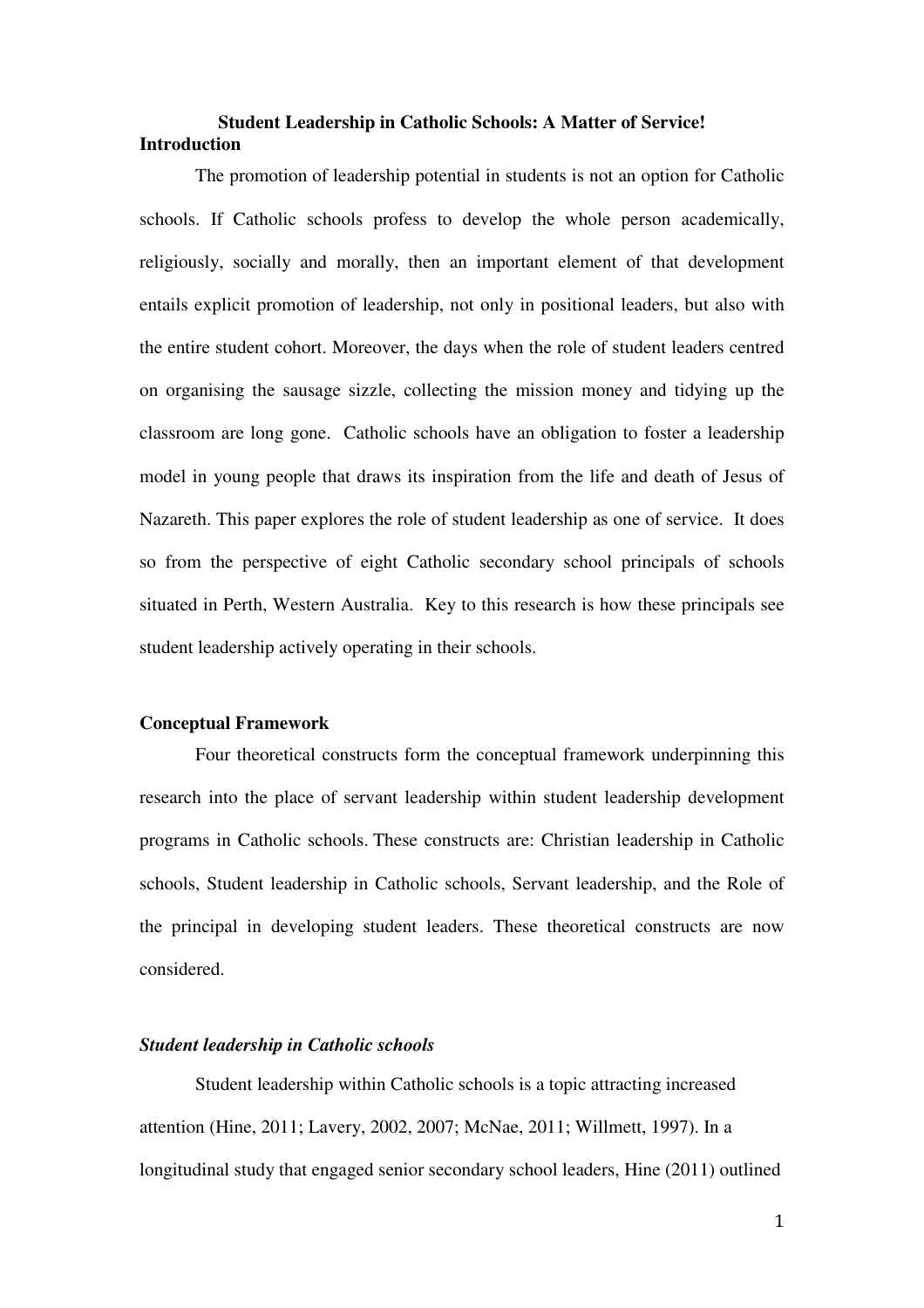# Student Leadership in Catholic Schools: A Matter of Service!

## Introduction

The promotion of leadership potential in students is not an option for Catholic schools. If Catholic schools profess to develop the whole person academically, religiously, socially and morally, then an important element of that development entails explicit promotion of leadership, not only in positional leaders, but also with the entire student cohort. Moreover, the days when the role of student leaders centred on organising the sausage sizzle, collecting the mission money and tidying up the classroom are long gone. Catholic schools have an obligation to foster a leadership model in young people that draws its inspiration from the life and death of Jesus of Nazareth. This paper explores the role of student leadership as one of service. It does so from the perspective of eight Catholic secondary school principals of schools situated in Perth, Western Australia. Key to this research is how these principals see student leadership actively operating in their schools.

## Conceptual Framework

Four theoretical constructs form the conceptual framework underpinning this research into the place of servant leadership within student leadership development programs in Catholic schools. These constructs are: Christian leadership in Catholic schools, Student leadership in Catholic schools, Servant leadership, and the Role of the principal in developing student leaders. These theoretical constructs are now considered.

### *Student leadership in Catholic schools*

Student leadership within Catholic schools is a topic attracting increased attention (Hine, 2011; Lavery, 2002, 2007; McNae, 2011; Willmett, 1997). In a longitudinal study that engaged senior secondary school leaders, Hine (2011) outlined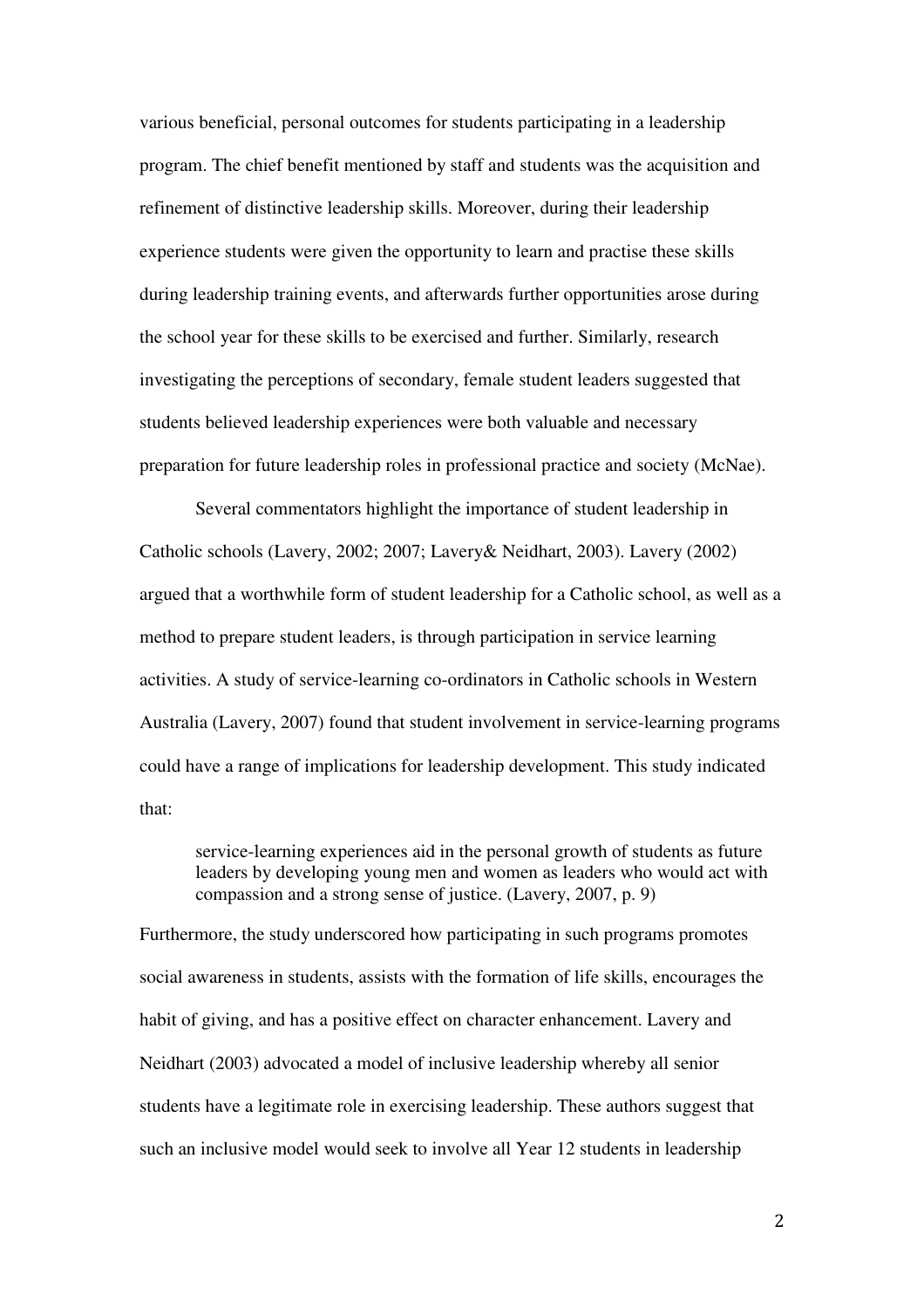various beneficial, personal outcomes for students participating in a leadership program. The chief benefit mentioned by staff and students was the acquisition and refinement of distinctive leadership skills. Moreover, during their leadership experience students were given the opportunity to learn and practise these skills during leadership training events, and afterwards further opportunities arose during the school year for these skills to be exercised and further. Similarly, research investigating the perceptions of secondary, female student leaders suggested that students believed leadership experiences were both valuable and necessary preparation for future leadership roles in professional practice and society (McNae).

Several commentators highlight the importance of student leadership in Catholic schools (Lavery, 2002; 2007; Lavery& Neidhart, 2003). Lavery (2002) argued that a worthwhile form of student leadership for a Catholic school, as well as a method to prepare student leaders, is through participation in service learning activities. A study of service-learning co-ordinators in Catholic schools in Western Australia (Lavery, 2007) found that student involvement in service-learning programs could have a range of implications for leadership development. This study indicated that:

> service-learning experiences aid in the personal growth of students as future leaders by developing young men and women as leaders who would act with compassion and a strong sense of justice. (Lavery, 2007, p. 9)

Furthermore, the study underscored how participating in such programs promotes social awareness in students, assists with the formation of life skills, encourages the habit of giving, and has a positive effect on character enhancement. Lavery and Neidhart (2003) advocated a model of inclusive leadership whereby all senior students have a legitimate role in exercising leadership. These authors suggest that such an inclusive model would seek to involve all Year 12 students in leadership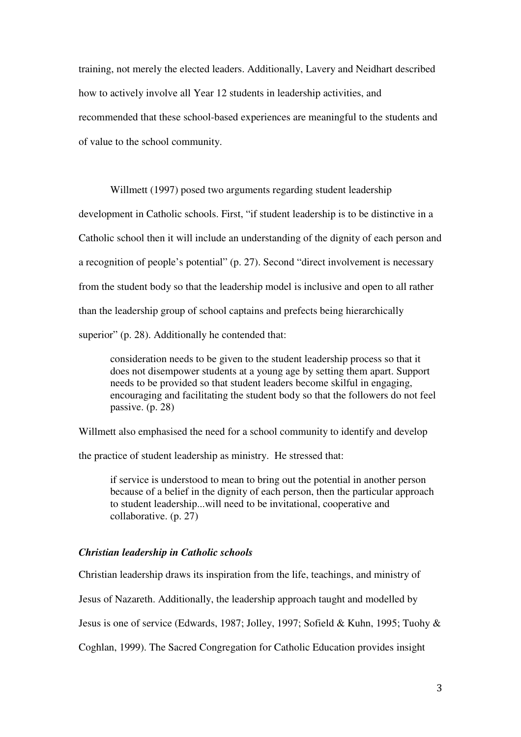training, not merely the elected leaders. Additionally, Lavery and Neidhart described how to actively involve all Year 12 students in leadership activities, and recommended that these school-based experiences are meaningful to the students and of value to the school community.

Willmett (1997) posed two arguments regarding student leadership development in Catholic schools. First, "if student leadership is to be distinctive in a Catholic school then it will include an understanding of the dignity of each person and a recognition of people's potential" (p. 27). Second "direct involvement is necessary from the student body so that the leadership model is inclusive and open to all rather than the leadership group of school captains and prefects being hierarchically superior" (p. 28). Additionally he contended that:

> consideration needs to be given to the student leadership process so that it does not disempower students at a young age by setting them apart. Support needs to be provided so that student leaders become skilful in engaging, encouraging and facilitating the student body so that the followers do not feel passive. (p. 28)

Willmett also emphasised the need for a school community to identify and develop the practice of student leadership as ministry. He stressed that:

> if service is understood to mean to bring out the potential in another person because of a belief in the dignity of each person, then the particular approach to student leadership...will need to be invitational, cooperative and collaborative. (p. 27)

### *Christian leadership in Catholic schools*

Christian leadership draws its inspiration from the life, teachings, and ministry of Jesus of Nazareth. Additionally, the leadership approach taught and modelled by Jesus is one of service (Edwards, 1987; Jolley, 1997; Sofield & Kuhn, 1995; Tuohy & Coghlan, 1999). The Sacred Congregation for Catholic Education provides insight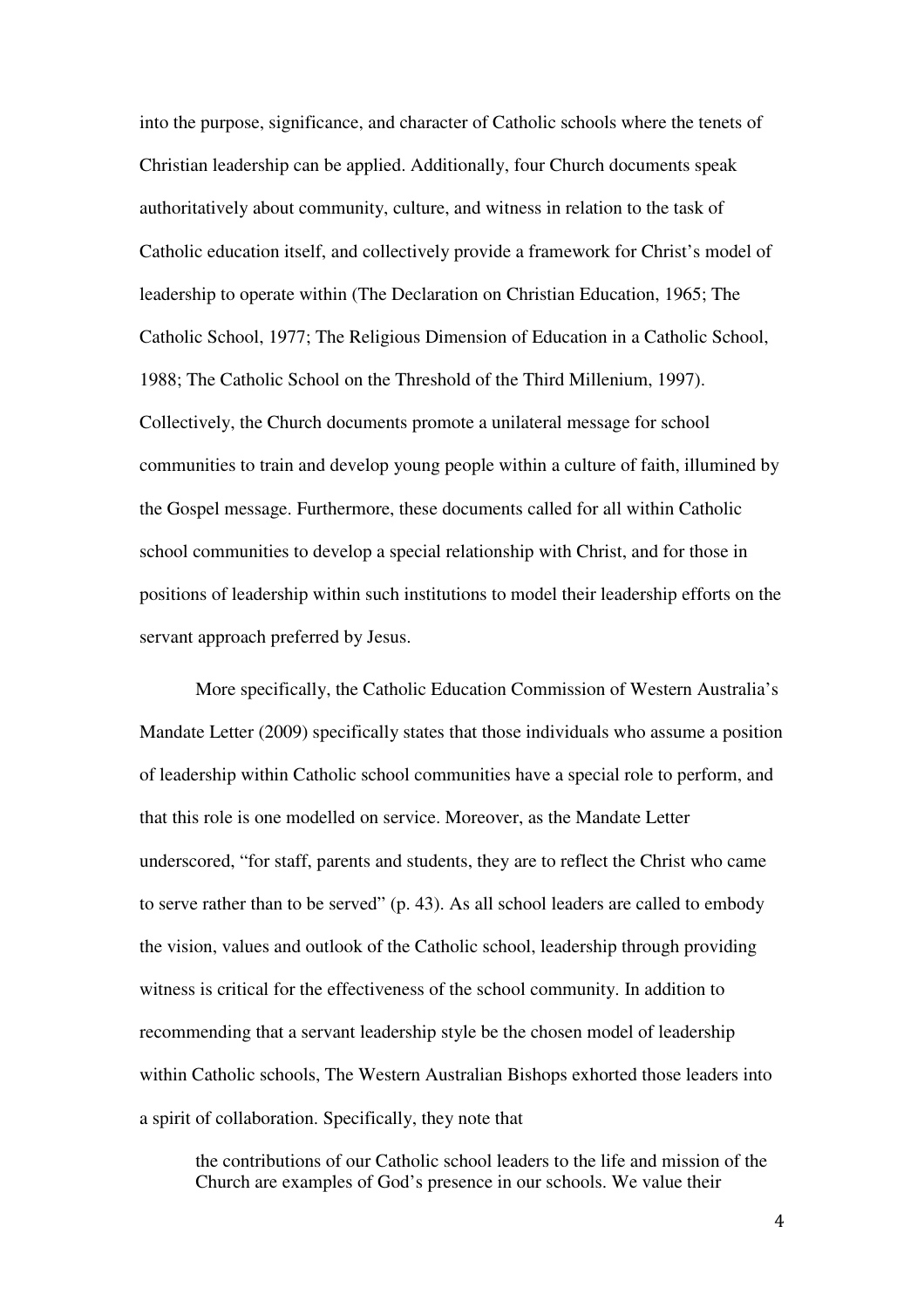into the purpose, significance, and character of Catholic schools where the tenets of Christian leadership can be applied. Additionally, four Church documents speak authoritatively about community, culture, and witness in relation to the task of Catholic education itself, and collectively provide a framework for Christ's model of leadership to operate within (The Declaration on Christian Education, 1965; The Catholic School, 1977; The Religious Dimension of Education in a Catholic School, 1988; The Catholic School on the Threshold of the Third Millenium, 1997). Collectively, the Church documents promote a unilateral message for school communities to train and develop young people within a culture of faith, illumined by the Gospel message. Furthermore, these documents called for all within Catholic school communities to develop a special relationship with Christ, and for those in positions of leadership within such institutions to model their leadership efforts on the servant approach preferred by Jesus.

More specifically, the Catholic Education Commission of Western Australia's Mandate Letter (2009) specifically states that those individuals who assume a position of leadership within Catholic school communities have a special role to perform, and that this role is one modelled on service. Moreover, as the Mandate Letter underscored, "for staff, parents and students, they are to reflect the Christ who came to serve rather than to be served" (p. 43). As all school leaders are called to embody the vision, values and outlook of the Catholic school, leadership through providing witness is critical for the effectiveness of the school community. In addition to recommending that a servant leadership style be the chosen model of leadership within Catholic schools, The Western Australian Bishops exhorted those leaders into a spirit of collaboration. Specifically, they note that

> the contributions of our Catholic school leaders to the life and mission of the Church are examples of God's presence in our schools. We value their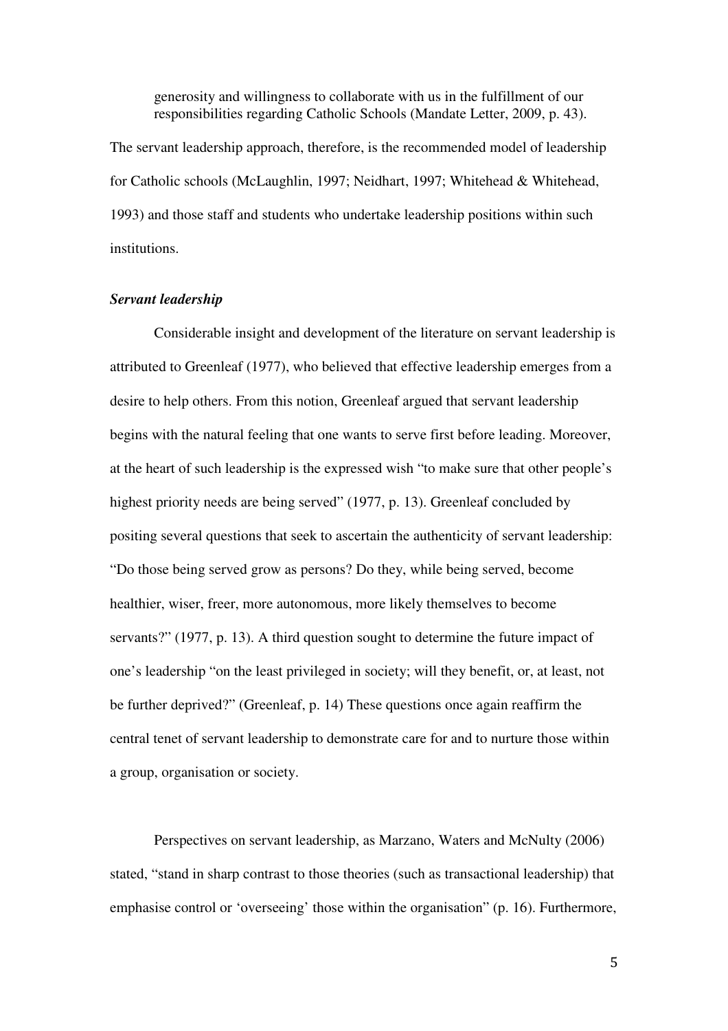> generosity and willingness to collaborate with us in the fulfillment of our responsibilities regarding Catholic Schools (Mandate Letter, 2009, p. 43).

The servant leadership approach, therefore, is the recommended model of leadership for Catholic schools (McLaughlin, 1997; Neidhart, 1997; Whitehead & Whitehead, 1993) and those staff and students who undertake leadership positions within such institutions.

### *Servant leadership*

Considerable insight and development of the literature on servant leadership is attributed to Greenleaf (1977), who believed that effective leadership emerges from a desire to help others. From this notion, Greenleaf argued that servant leadership begins with the natural feeling that one wants to serve first before leading. Moreover, at the heart of such leadership is the expressed wish "to make sure that other people's highest priority needs are being served" (1977, p. 13). Greenleaf concluded by positing several questions that seek to ascertain the authenticity of servant leadership: "Do those being served grow as persons? Do they, while being served, become healthier, wiser, freer, more autonomous, more likely themselves to become servants?" (1977, p. 13). A third question sought to determine the future impact of one's leadership "on the least privileged in society; will they benefit, or, at least, not be further deprived?" (Greenleaf, p. 14) These questions once again reaffirm the central tenet of servant leadership to demonstrate care for and to nurture those within a group, organisation or society.

Perspectives on servant leadership, as Marzano, Waters and McNulty (2006) stated, "stand in sharp contrast to those theories (such as transactional leadership) that emphasise control or 'overseeing' those within the organisation" (p. 16). Furthermore,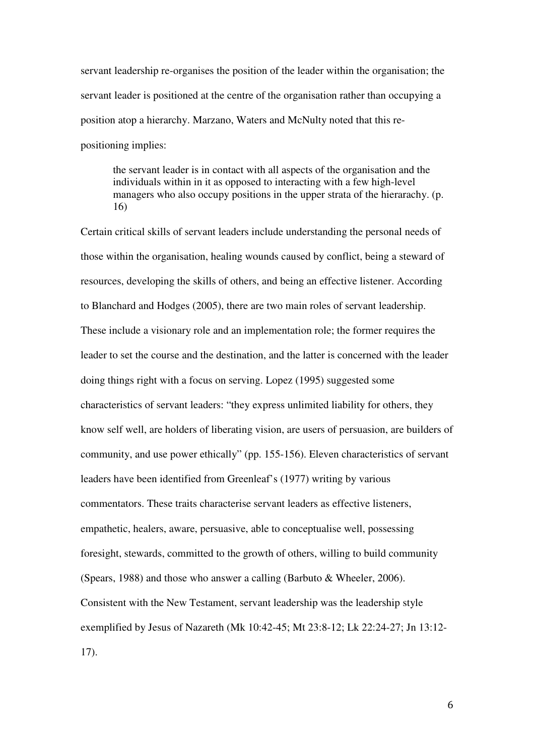servant leadership re-organises the position of the leader within the organisation; the servant leader is positioned at the centre of the organisation rather than occupying a position atop a hierarchy. Marzano, Waters and McNulty noted that this re-positioning implies:

> the servant leader is in contact with all aspects of the organisation and the individuals within in it as opposed to interacting with a few high-level managers who also occupy positions in the upper strata of the hierarchy. (p. 16)

Certain critical skills of servant leaders include understanding the personal needs of those within the organisation, healing wounds caused by conflict, being a steward of resources, developing the skills of others, and being an effective listener. According to Blanchard and Hodges (2005), there are two main roles of servant leadership. These include a visionary role and an implementation role; the former requires the leader to set the course and the destination, and the latter is concerned with the leader doing things right with a focus on serving. Lopez (1995) suggested some characteristics of servant leaders: "they express unlimited liability for others, they know self well, are holders of liberating vision, are users of persuasion, are builders of community, and use power ethically" (pp. 155-156). Eleven characteristics of servant leaders have been identified from Greenleaf's (1977) writing by various commentators. These traits characterise servant leaders as effective listeners, empathetic, healers, aware, persuasive, able to conceptualise well, possessing foresight, stewards, committed to the growth of others, willing to build community (Spears, 1988) and those who answer a calling (Barbuto & Wheeler, 2006). Consistent with the New Testament, servant leadership was the leadership style exemplified by Jesus of Nazareth (Mk 10:42-45; Mt 23:8-12; Lk 22:24-27; Jn 13:12-17).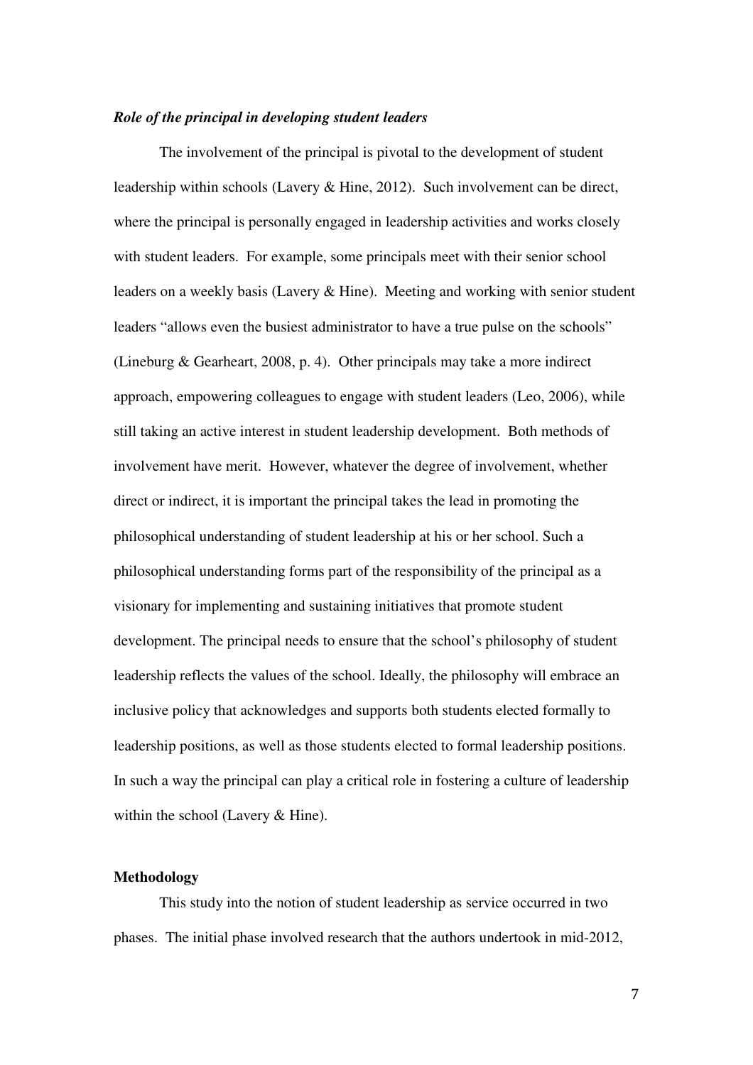***Role of the principal in developing student leaders***

The involvement of the principal is pivotal to the development of student leadership within schools (Lavery & Hine, 2012). Such involvement can be direct, where the principal is personally engaged in leadership activities and works closely with student leaders. For example, some principals meet with their senior school leaders on a weekly basis (Lavery & Hine). Meeting and working with senior student leaders "allows even the busiest administrator to have a true pulse on the schools" (Lineburg & Gearheart, 2008, p. 4). Other principals may take a more indirect approach, empowering colleagues to engage with student leaders (Leo, 2006), while still taking an active interest in student leadership development. Both methods of involvement have merit. However, whatever the degree of involvement, whether direct or indirect, it is important the principal takes the lead in promoting the philosophical understanding of student leadership at his or her school. Such a philosophical understanding forms part of the responsibility of the principal as a visionary for implementing and sustaining initiatives that promote student development. The principal needs to ensure that the school's philosophy of student leadership reflects the values of the school. Ideally, the philosophy will embrace an inclusive policy that acknowledges and supports both students elected formally to leadership positions, as well as those students elected to formal leadership positions. In such a way the principal can play a critical role in fostering a culture of leadership within the school (Lavery & Hine).

**Methodology**

This study into the notion of student leadership as service occurred in two phases. The initial phase involved research that the authors undertook in mid-2012,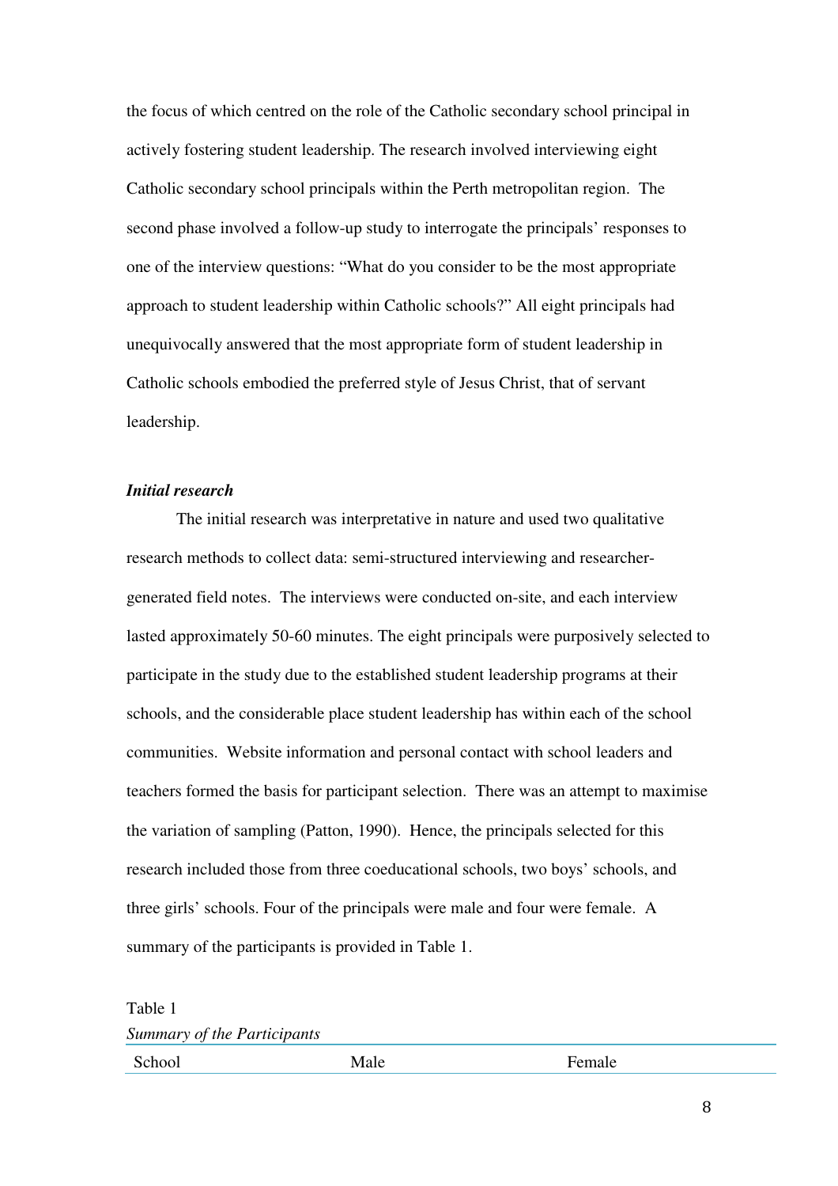the focus of which centred on the role of the Catholic secondary school principal in actively fostering student leadership. The research involved interviewing eight Catholic secondary school principals within the Perth metropolitan region. The second phase involved a follow-up study to interrogate the principals' responses to one of the interview questions: "What do you consider to be the most appropriate approach to student leadership within Catholic schools?" All eight principals had unequivocally answered that the most appropriate form of student leadership in Catholic schools embodied the preferred style of Jesus Christ, that of servant leadership.

***Initial research***

The initial research was interpretative in nature and used two qualitative research methods to collect data: semi-structured interviewing and researcher-generated field notes. The interviews were conducted on-site, and each interview lasted approximately 50-60 minutes. The eight principals were purposively selected to participate in the study due to the established student leadership programs at their schools, and the considerable place student leadership has within each of the school communities. Website information and personal contact with school leaders and teachers formed the basis for participant selection. There was an attempt to maximise the variation of sampling (Patton, 1990). Hence, the principals selected for this research included those from three coeducational schools, two boys' schools, and three girls' schools. Four of the principals were male and four were female. A summary of the participants is provided in Table 1.

Table 1
*Summary of the Participants*

| School | Male | Female |
|---|---|---|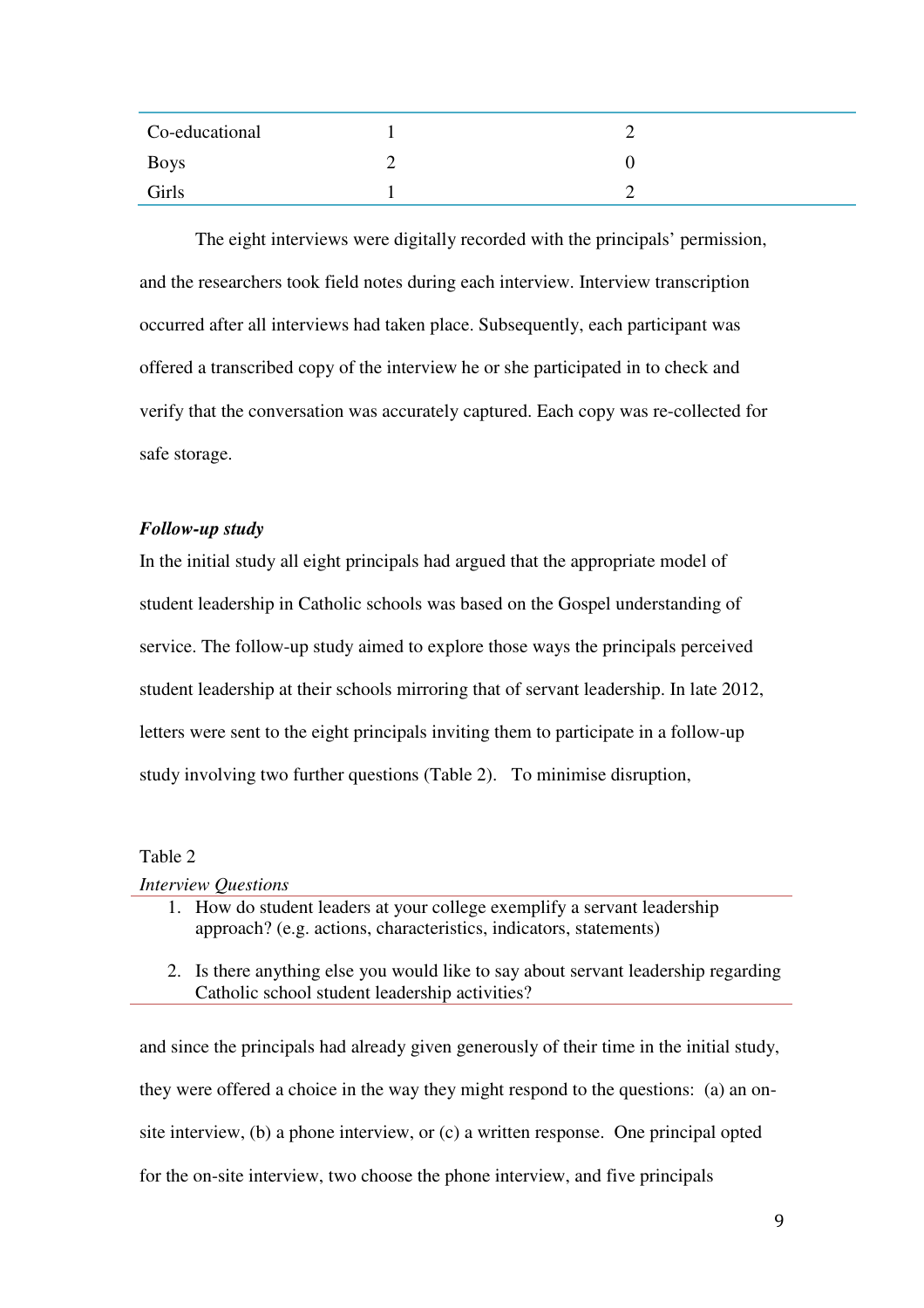| | | |
|---|---|---|
| Co-educational | 1 | 2 |
| Boys | 2 | 0 |
| Girls | 1 | 2 |

The eight interviews were digitally recorded with the principals' permission, and the researchers took field notes during each interview. Interview transcription occurred after all interviews had taken place. Subsequently, each participant was offered a transcribed copy of the interview he or she participated in to check and verify that the conversation was accurately captured. Each copy was re-collected for safe storage.

***Follow-up study***

In the initial study all eight principals had argued that the appropriate model of student leadership in Catholic schools was based on the Gospel understanding of service. The follow-up study aimed to explore those ways the principals perceived student leadership at their schools mirroring that of servant leadership. In late 2012, letters were sent to the eight principals inviting them to participate in a follow-up study involving two further questions (Table 2). To minimise disruption, and since the principals had already given generously of their time in the initial study, they were offered a choice in the way they might respond to the questions: (a) an on-site interview, (b) a phone interview, or (c) a written response. One principal opted for the on-site interview, two choose the phone interview, and five principals

Table 2

*Interview Questions*

1. How do student leaders at your college exemplify a servant leadership approach? (e.g. actions, characteristics, indicators, statements)
2. Is there anything else you would like to say about servant leadership regarding Catholic school student leadership activities?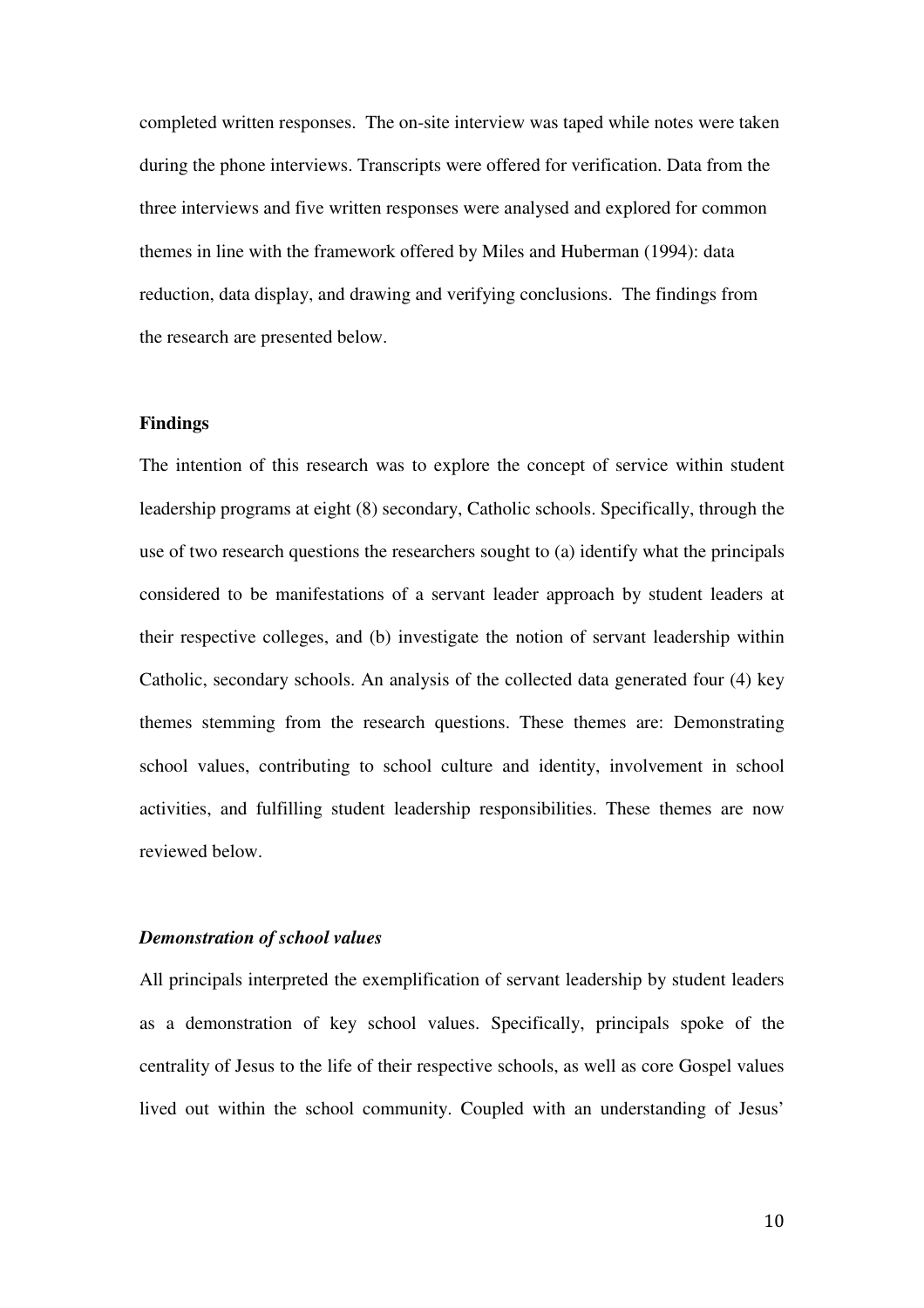completed written responses. The on-site interview was taped while notes were taken during the phone interviews. Transcripts were offered for verification. Data from the three interviews and five written responses were analysed and explored for common themes in line with the framework offered by Miles and Huberman (1994): data reduction, data display, and drawing and verifying conclusions. The findings from the research are presented below.

**Findings**

The intention of this research was to explore the concept of service within student leadership programs at eight (8) secondary, Catholic schools. Specifically, through the use of two research questions the researchers sought to (a) identify what the principals considered to be manifestations of a servant leader approach by student leaders at their respective colleges, and (b) investigate the notion of servant leadership within Catholic, secondary schools. An analysis of the collected data generated four (4) key themes stemming from the research questions. These themes are: Demonstrating school values, contributing to school culture and identity, involvement in school activities, and fulfilling student leadership responsibilities. These themes are now reviewed below.

***Demonstration of school values***

All principals interpreted the exemplification of servant leadership by student leaders as a demonstration of key school values. Specifically, principals spoke of the centrality of Jesus to the life of their respective schools, as well as core Gospel values lived out within the school community. Coupled with an understanding of Jesus'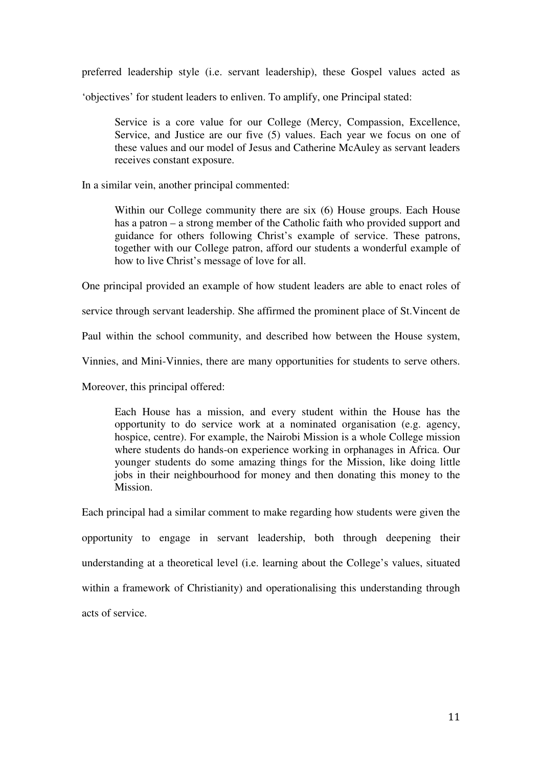preferred leadership style (i.e. servant leadership), these Gospel values acted as 'objectives' for student leaders to enliven. To amplify, one Principal stated:

> Service is a core value for our College (Mercy, Compassion, Excellence, Service, and Justice are our five (5) values. Each year we focus on one of these values and our model of Jesus and Catherine McAuley as servant leaders receives constant exposure.

In a similar vein, another principal commented:

> Within our College community there are six (6) House groups. Each House has a patron – a strong member of the Catholic faith who provided support and guidance for others following Christ's example of service. These patrons, together with our College patron, afford our students a wonderful example of how to live Christ's message of love for all.

One principal provided an example of how student leaders are able to enact roles of service through servant leadership. She affirmed the prominent place of St.Vincent de Paul within the school community, and described how between the House system, Vinnies, and Mini-Vinnies, there are many opportunities for students to serve others. Moreover, this principal offered:

> Each House has a mission, and every student within the House has the opportunity to do service work at a nominated organisation (e.g. agency, hospice, centre). For example, the Nairobi Mission is a whole College mission where students do hands-on experience working in orphanages in Africa. Our younger students do some amazing things for the Mission, like doing little jobs in their neighbourhood for money and then donating this money to the Mission.

Each principal had a similar comment to make regarding how students were given the opportunity to engage in servant leadership, both through deepening their understanding at a theoretical level (i.e. learning about the College's values, situated within a framework of Christianity) and operationalising this understanding through acts of service.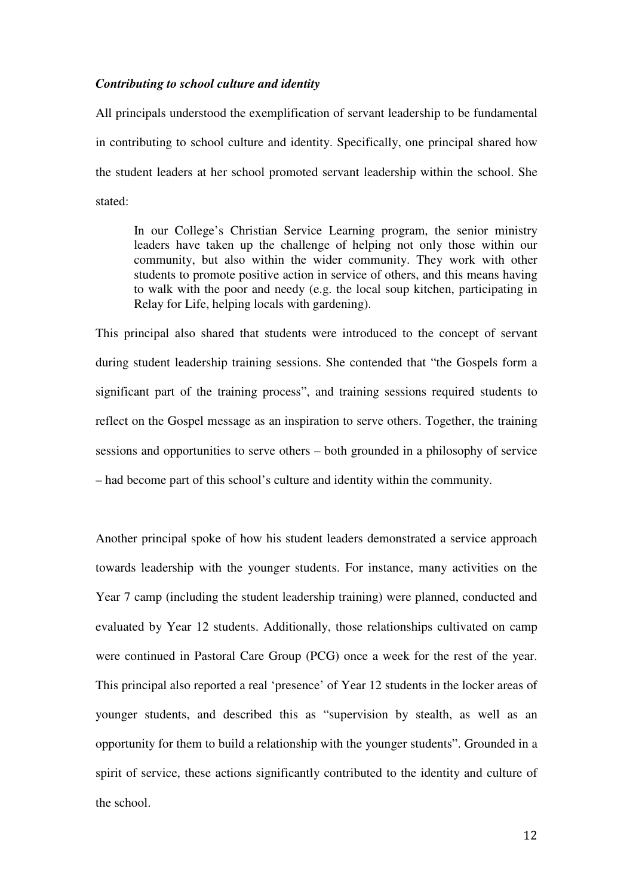### *Contributing to school culture and identity*

All principals understood the exemplification of servant leadership to be fundamental in contributing to school culture and identity. Specifically, one principal shared how the student leaders at her school promoted servant leadership within the school. She stated:

> In our College's Christian Service Learning program, the senior ministry leaders have taken up the challenge of helping not only those within our community, but also within the wider community. They work with other students to promote positive action in service of others, and this means having to walk with the poor and needy (e.g. the local soup kitchen, participating in Relay for Life, helping locals with gardening).

This principal also shared that students were introduced to the concept of servant during student leadership training sessions. She contended that "the Gospels form a significant part of the training process", and training sessions required students to reflect on the Gospel message as an inspiration to serve others. Together, the training sessions and opportunities to serve others – both grounded in a philosophy of service – had become part of this school's culture and identity within the community.

Another principal spoke of how his student leaders demonstrated a service approach towards leadership with the younger students. For instance, many activities on the Year 7 camp (including the student leadership training) were planned, conducted and evaluated by Year 12 students. Additionally, those relationships cultivated on camp were continued in Pastoral Care Group (PCG) once a week for the rest of the year. This principal also reported a real 'presence' of Year 12 students in the locker areas of younger students, and described this as "supervision by stealth, as well as an opportunity for them to build a relationship with the younger students". Grounded in a spirit of service, these actions significantly contributed to the identity and culture of the school.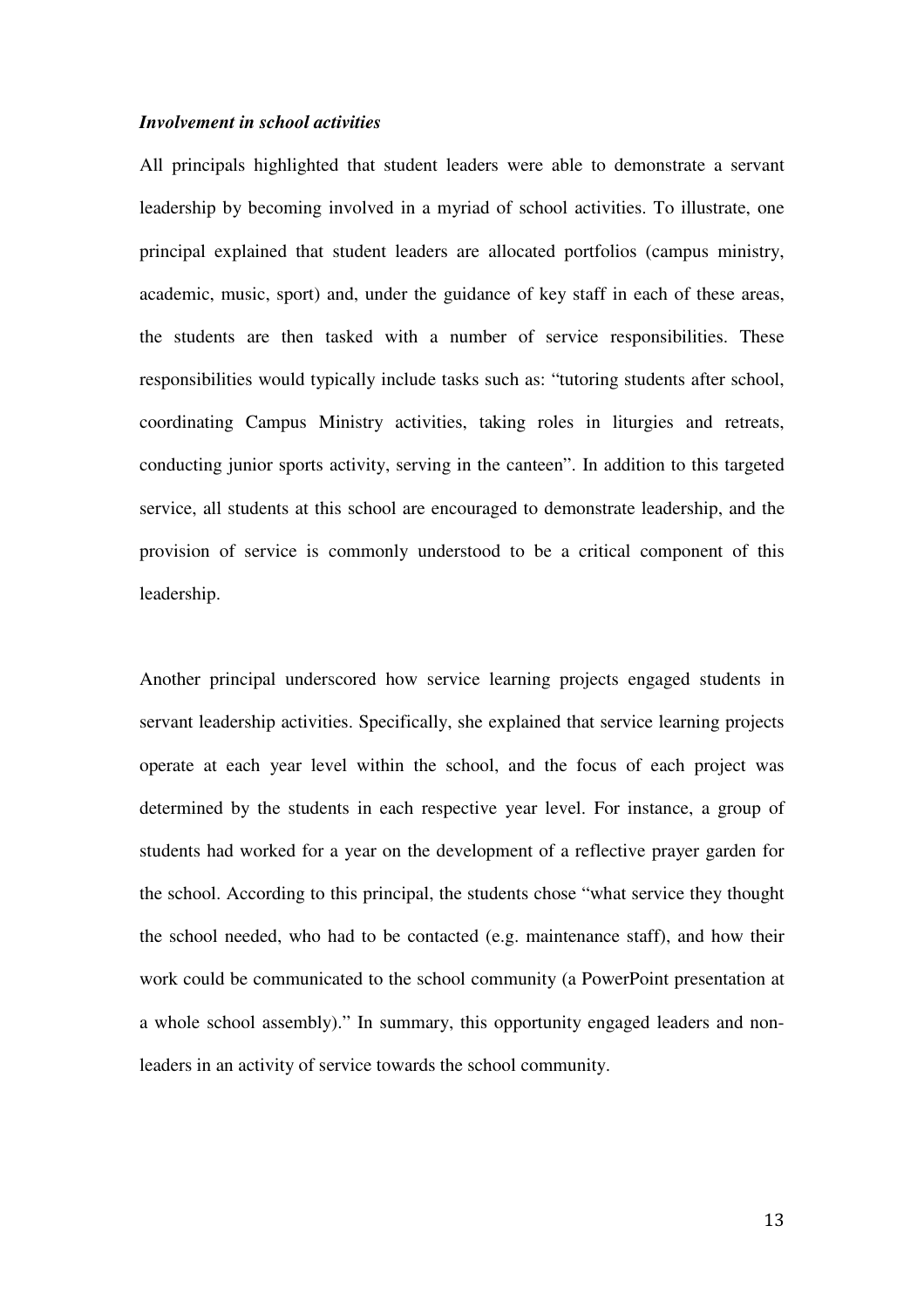***Involvement in school activities***

All principals highlighted that student leaders were able to demonstrate a servant leadership by becoming involved in a myriad of school activities. To illustrate, one principal explained that student leaders are allocated portfolios (campus ministry, academic, music, sport) and, under the guidance of key staff in each of these areas, the students are then tasked with a number of service responsibilities. These responsibilities would typically include tasks such as: "tutoring students after school, coordinating Campus Ministry activities, taking roles in liturgies and retreats, conducting junior sports activity, serving in the canteen". In addition to this targeted service, all students at this school are encouraged to demonstrate leadership, and the provision of service is commonly understood to be a critical component of this leadership.

Another principal underscored how service learning projects engaged students in servant leadership activities. Specifically, she explained that service learning projects operate at each year level within the school, and the focus of each project was determined by the students in each respective year level. For instance, a group of students had worked for a year on the development of a reflective prayer garden for the school. According to this principal, the students chose "what service they thought the school needed, who had to be contacted (e.g. maintenance staff), and how their work could be communicated to the school community (a PowerPoint presentation at a whole school assembly)." In summary, this opportunity engaged leaders and non-leaders in an activity of service towards the school community.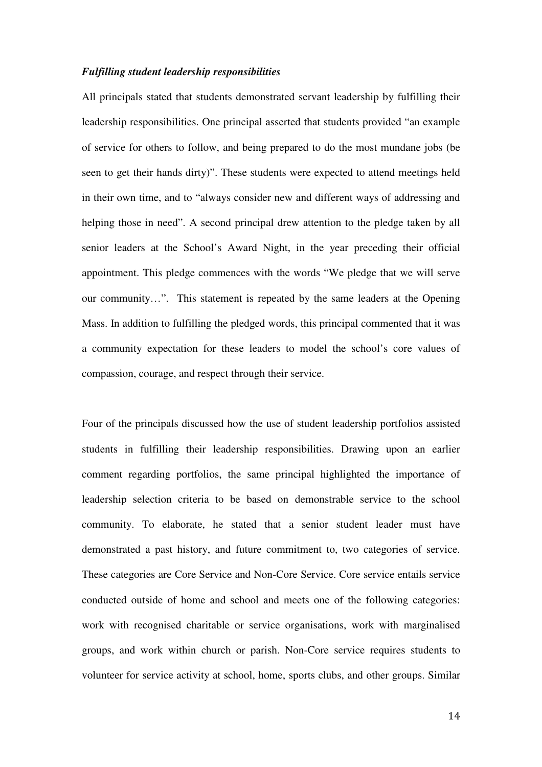***Fulfilling student leadership responsibilities***

All principals stated that students demonstrated servant leadership by fulfilling their leadership responsibilities. One principal asserted that students provided "an example of service for others to follow, and being prepared to do the most mundane jobs (be seen to get their hands dirty)". These students were expected to attend meetings held in their own time, and to "always consider new and different ways of addressing and helping those in need". A second principal drew attention to the pledge taken by all senior leaders at the School's Award Night, in the year preceding their official appointment. This pledge commences with the words "We pledge that we will serve our community…". This statement is repeated by the same leaders at the Opening Mass. In addition to fulfilling the pledged words, this principal commented that it was a community expectation for these leaders to model the school's core values of compassion, courage, and respect through their service.

Four of the principals discussed how the use of student leadership portfolios assisted students in fulfilling their leadership responsibilities. Drawing upon an earlier comment regarding portfolios, the same principal highlighted the importance of leadership selection criteria to be based on demonstrable service to the school community. To elaborate, he stated that a senior student leader must have demonstrated a past history, and future commitment to, two categories of service. These categories are Core Service and Non-Core Service. Core service entails service conducted outside of home and school and meets one of the following categories: work with recognised charitable or service organisations, work with marginalised groups, and work within church or parish. Non-Core service requires students to volunteer for service activity at school, home, sports clubs, and other groups. Similar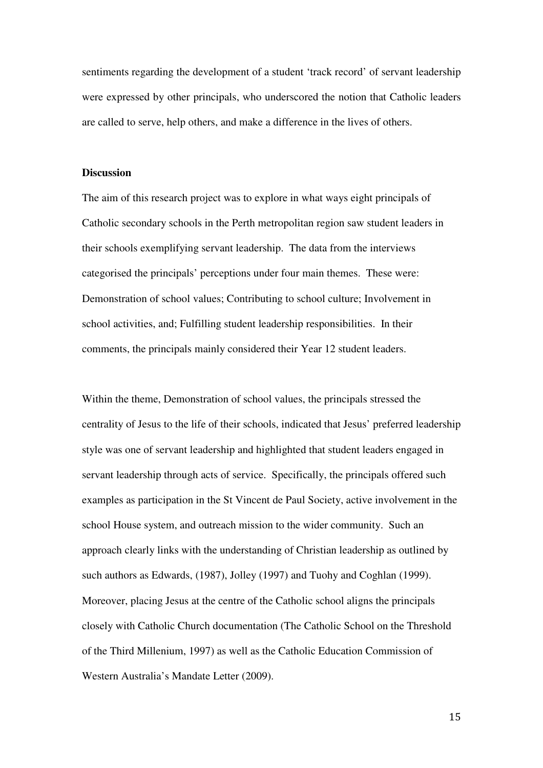sentiments regarding the development of a student 'track record' of servant leadership were expressed by other principals, who underscored the notion that Catholic leaders are called to serve, help others, and make a difference in the lives of others.

**Discussion**

The aim of this research project was to explore in what ways eight principals of Catholic secondary schools in the Perth metropolitan region saw student leaders in their schools exemplifying servant leadership. The data from the interviews categorised the principals' perceptions under four main themes. These were: Demonstration of school values; Contributing to school culture; Involvement in school activities, and; Fulfilling student leadership responsibilities. In their comments, the principals mainly considered their Year 12 student leaders.

Within the theme, Demonstration of school values, the principals stressed the centrality of Jesus to the life of their schools, indicated that Jesus' preferred leadership style was one of servant leadership and highlighted that student leaders engaged in servant leadership through acts of service. Specifically, the principals offered such examples as participation in the St Vincent de Paul Society, active involvement in the school House system, and outreach mission to the wider community. Such an approach clearly links with the understanding of Christian leadership as outlined by such authors as Edwards, (1987), Jolley (1997) and Tuohy and Coghlan (1999). Moreover, placing Jesus at the centre of the Catholic school aligns the principals closely with Catholic Church documentation (The Catholic School on the Threshold of the Third Millenium, 1997) as well as the Catholic Education Commission of Western Australia's Mandate Letter (2009).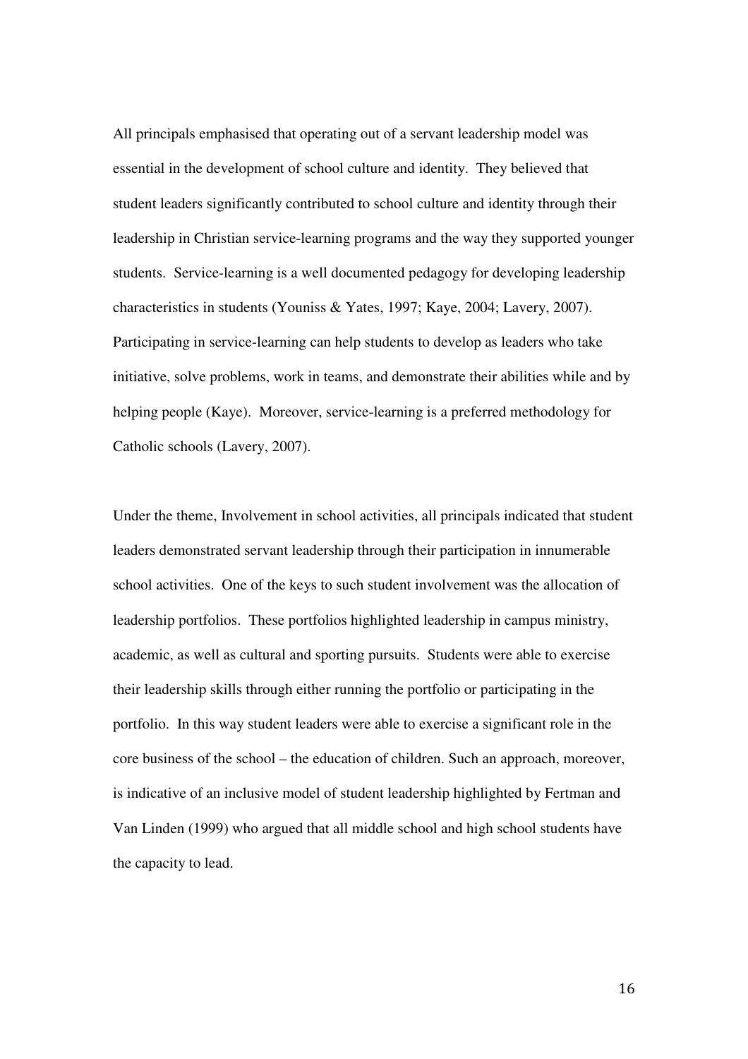All principals emphasised that operating out of a servant leadership model was essential in the development of school culture and identity. They believed that student leaders significantly contributed to school culture and identity through their leadership in Christian service-learning programs and the way they supported younger students. Service-learning is a well documented pedagogy for developing leadership characteristics in students (Youniss & Yates, 1997; Kaye, 2004; Lavery, 2007). Participating in service-learning can help students to develop as leaders who take initiative, solve problems, work in teams, and demonstrate their abilities while and by helping people (Kaye). Moreover, service-learning is a preferred methodology for Catholic schools (Lavery, 2007).

Under the theme, Involvement in school activities, all principals indicated that student leaders demonstrated servant leadership through their participation in innumerable school activities. One of the keys to such student involvement was the allocation of leadership portfolios. These portfolios highlighted leadership in campus ministry, academic, as well as cultural and sporting pursuits. Students were able to exercise their leadership skills through either running the portfolio or participating in the portfolio. In this way student leaders were able to exercise a significant role in the core business of the school – the education of children. Such an approach, moreover, is indicative of an inclusive model of student leadership highlighted by Fertman and Van Linden (1999) who argued that all middle school and high school students have the capacity to lead.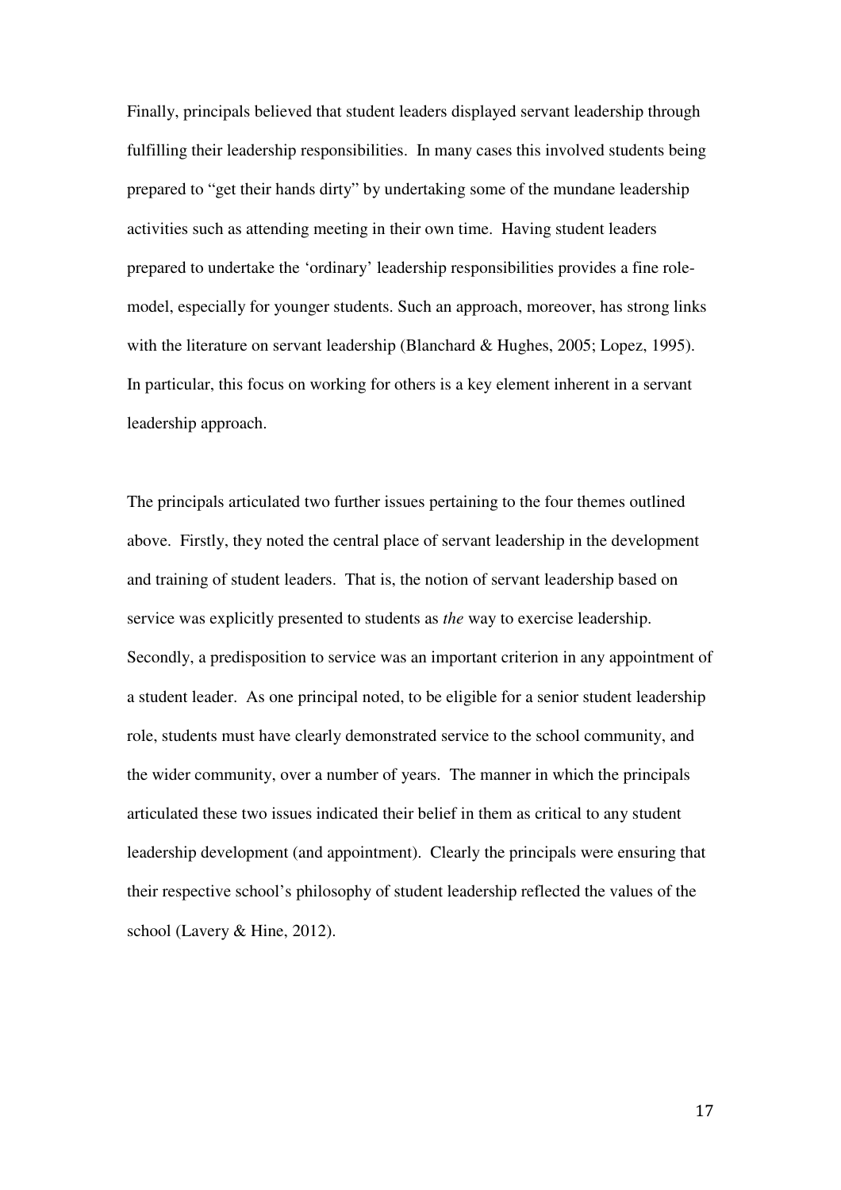Finally, principals believed that student leaders displayed servant leadership through fulfilling their leadership responsibilities. In many cases this involved students being prepared to "get their hands dirty" by undertaking some of the mundane leadership activities such as attending meeting in their own time. Having student leaders prepared to undertake the 'ordinary' leadership responsibilities provides a fine role-model, especially for younger students. Such an approach, moreover, has strong links with the literature on servant leadership (Blanchard & Hughes, 2005; Lopez, 1995). In particular, this focus on working for others is a key element inherent in a servant leadership approach.

The principals articulated two further issues pertaining to the four themes outlined above. Firstly, they noted the central place of servant leadership in the development and training of student leaders. That is, the notion of servant leadership based on service was explicitly presented to students as *the* way to exercise leadership. Secondly, a predisposition to service was an important criterion in any appointment of a student leader. As one principal noted, to be eligible for a senior student leadership role, students must have clearly demonstrated service to the school community, and the wider community, over a number of years. The manner in which the principals articulated these two issues indicated their belief in them as critical to any student leadership development (and appointment). Clearly the principals were ensuring that their respective school's philosophy of student leadership reflected the values of the school (Lavery & Hine, 2012).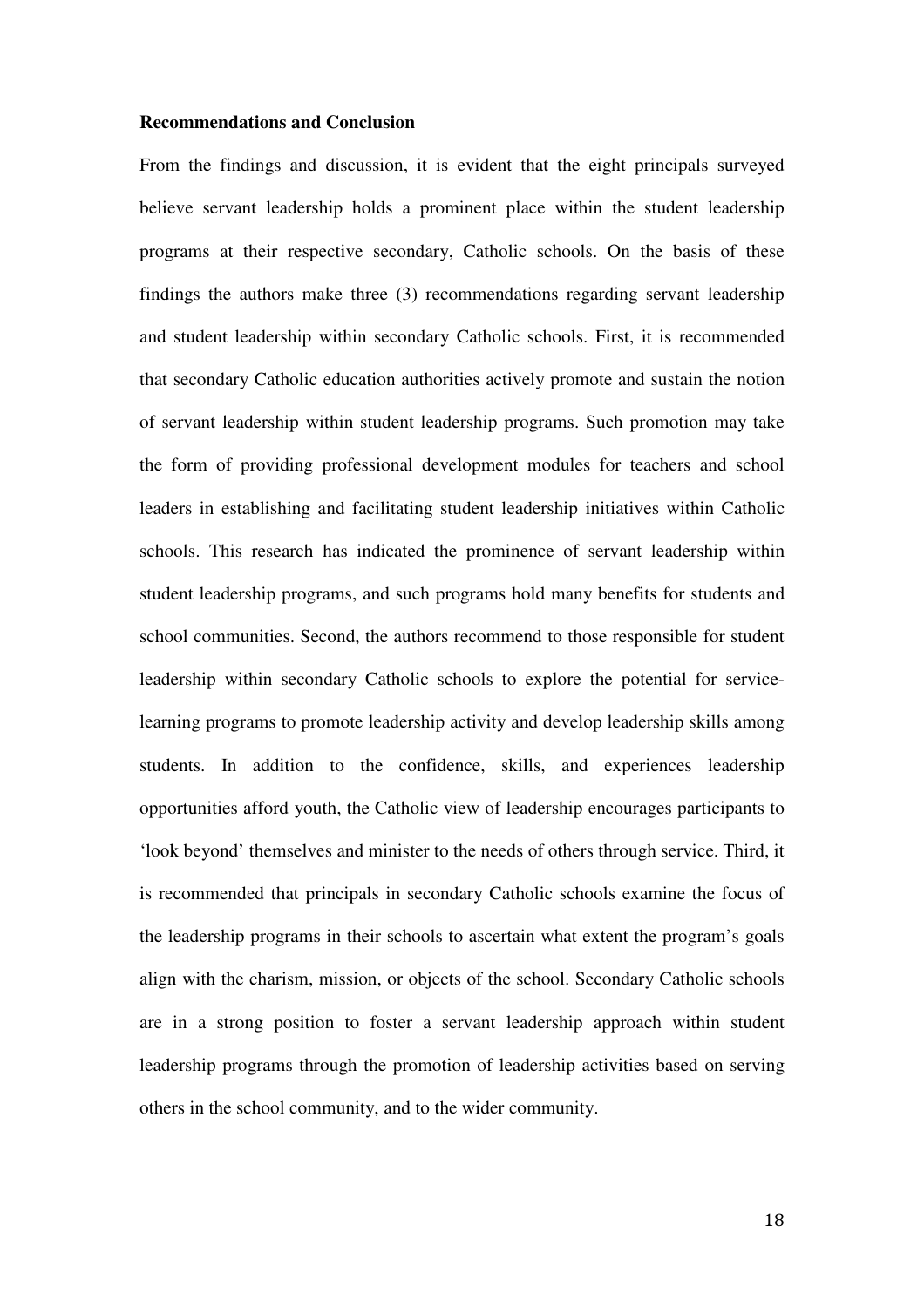**Recommendations and Conclusion**

From the findings and discussion, it is evident that the eight principals surveyed believe servant leadership holds a prominent place within the student leadership programs at their respective secondary, Catholic schools. On the basis of these findings the authors make three (3) recommendations regarding servant leadership and student leadership within secondary Catholic schools. First, it is recommended that secondary Catholic education authorities actively promote and sustain the notion of servant leadership within student leadership programs. Such promotion may take the form of providing professional development modules for teachers and school leaders in establishing and facilitating student leadership initiatives within Catholic schools. This research has indicated the prominence of servant leadership within student leadership programs, and such programs hold many benefits for students and school communities. Second, the authors recommend to those responsible for student leadership within secondary Catholic schools to explore the potential for service-learning programs to promote leadership activity and develop leadership skills among students. In addition to the confidence, skills, and experiences leadership opportunities afford youth, the Catholic view of leadership encourages participants to 'look beyond' themselves and minister to the needs of others through service. Third, it is recommended that principals in secondary Catholic schools examine the focus of the leadership programs in their schools to ascertain what extent the program's goals align with the charism, mission, or objects of the school. Secondary Catholic schools are in a strong position to foster a servant leadership approach within student leadership programs through the promotion of leadership activities based on serving others in the school community, and to the wider community.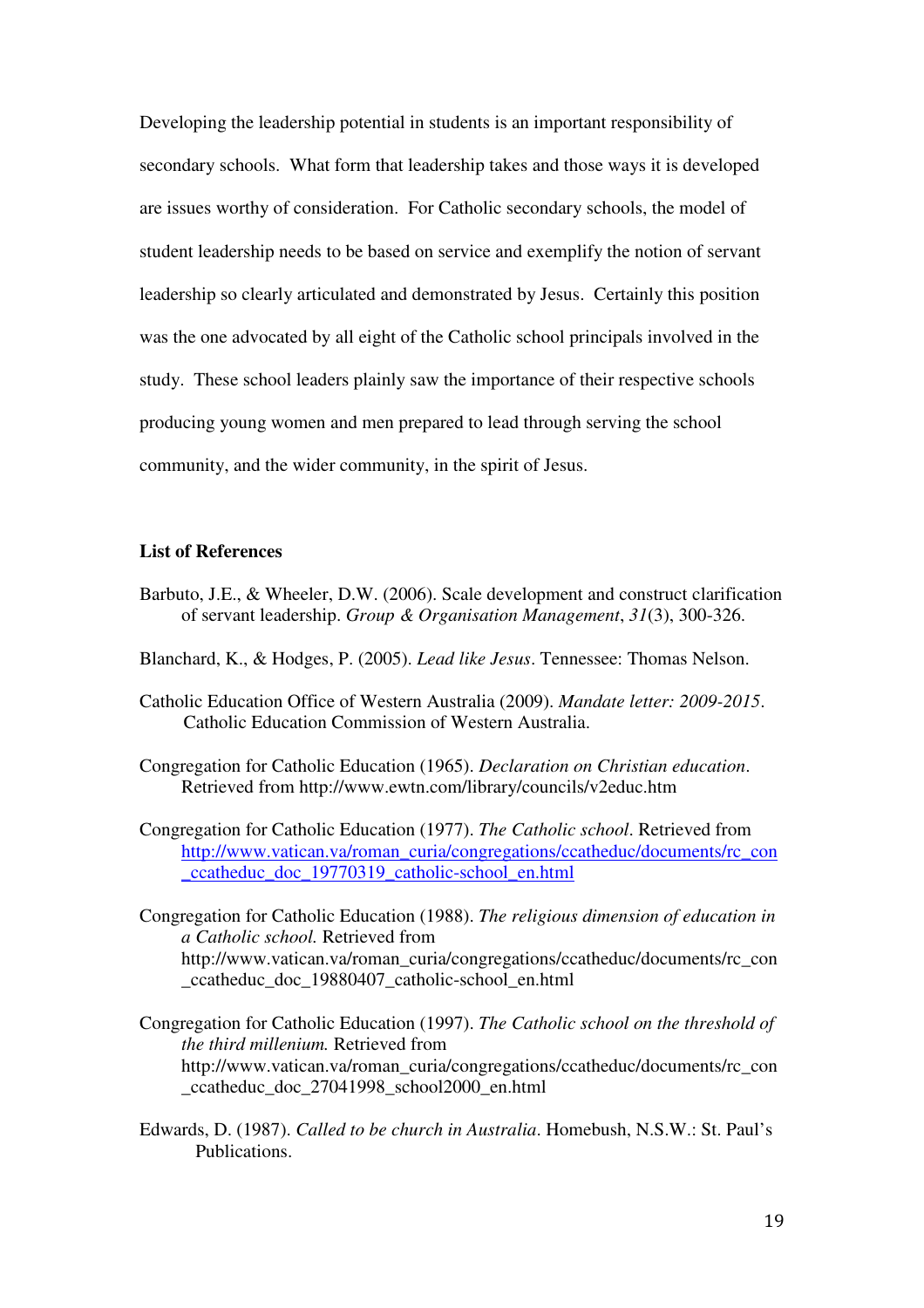Developing the leadership potential in students is an important responsibility of secondary schools. What form that leadership takes and those ways it is developed are issues worthy of consideration. For Catholic secondary schools, the model of student leadership needs to be based on service and exemplify the notion of servant leadership so clearly articulated and demonstrated by Jesus. Certainly this position was the one advocated by all eight of the Catholic school principals involved in the study. These school leaders plainly saw the importance of their respective schools producing young women and men prepared to lead through serving the school community, and the wider community, in the spirit of Jesus.

**List of References**

Barbuto, J.E., & Wheeler, D.W. (2006). Scale development and construct clarification of servant leadership. *Group & Organisation Management*, *31*(3), 300-326.

Blanchard, K., & Hodges, P. (2005). *Lead like Jesus*. Tennessee: Thomas Nelson.

Catholic Education Office of Western Australia (2009). *Mandate letter: 2009-2015*. Catholic Education Commission of Western Australia.

Congregation for Catholic Education (1965). *Declaration on Christian education*. Retrieved from http://www.ewtn.com/library/councils/v2educ.htm

Congregation for Catholic Education (1977). *The Catholic school*. Retrieved from http://www.vatican.va/roman_curia/congregations/ccatheduc/documents/rc_con_ccatheduc_doc_19770319_catholic-school_en.html

Congregation for Catholic Education (1988). *The religious dimension of education in a Catholic school.* Retrieved from http://www.vatican.va/roman_curia/congregations/ccatheduc/documents/rc_con_ccatheduc_doc_19880407_catholic-school_en.html

Congregation for Catholic Education (1997). *The Catholic school on the threshold of the third millenium.* Retrieved from http://www.vatican.va/roman_curia/congregations/ccatheduc/documents/rc_con_ccatheduc_doc_27041998_school2000_en.html

Edwards, D. (1987). *Called to be church in Australia*. Homebush, N.S.W.: St. Paul's Publications.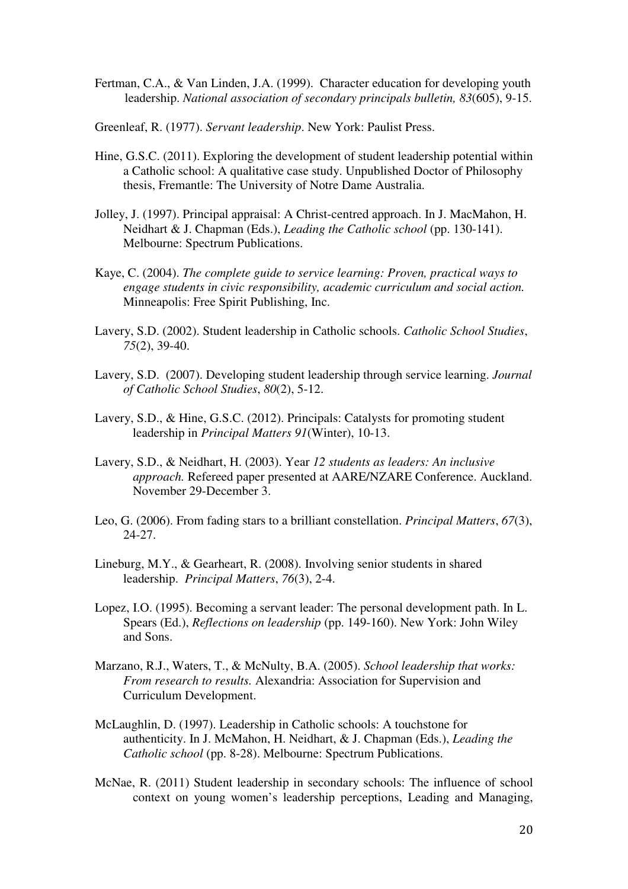Fertman, C.A., & Van Linden, J.A. (1999). Character education for developing youth leadership. *National association of secondary principals bulletin, 83*(605), 9-15.

Greenleaf, R. (1977). *Servant leadership*. New York: Paulist Press.

Hine, G.S.C. (2011). Exploring the development of student leadership potential within a Catholic school: A qualitative case study. Unpublished Doctor of Philosophy thesis, Fremantle: The University of Notre Dame Australia.

Jolley, J. (1997). Principal appraisal: A Christ-centred approach. In J. MacMahon, H. Neidhart & J. Chapman (Eds.), *Leading the Catholic school* (pp. 130-141). Melbourne: Spectrum Publications.

Kaye, C. (2004). *The complete guide to service learning: Proven, practical ways to engage students in civic responsibility, academic curriculum and social action.* Minneapolis: Free Spirit Publishing, Inc.

Lavery, S.D. (2002). Student leadership in Catholic schools. *Catholic School Studies*, *75*(2), 39-40.

Lavery, S.D. (2007). Developing student leadership through service learning. *Journal of Catholic School Studies*, *80*(2), 5-12.

Lavery, S.D., & Hine, G.S.C. (2012). Principals: Catalysts for promoting student leadership in *Principal Matters 91*(Winter), 10-13.

Lavery, S.D., & Neidhart, H. (2003). Year *12 students as leaders: An inclusive approach.* Refereed paper presented at AARE/NZARE Conference. Auckland. November 29-December 3.

Leo, G. (2006). From fading stars to a brilliant constellation. *Principal Matters*, *67*(3), 24-27.

Lineburg, M.Y., & Gearheart, R. (2008). Involving senior students in shared leadership. *Principal Matters*, *76*(3), 2-4.

Lopez, I.O. (1995). Becoming a servant leader: The personal development path. In L. Spears (Ed.), *Reflections on leadership* (pp. 149-160). New York: John Wiley and Sons.

Marzano, R.J., Waters, T., & McNulty, B.A. (2005). *School leadership that works: From research to results.* Alexandria: Association for Supervision and Curriculum Development.

McLaughlin, D. (1997). Leadership in Catholic schools: A touchstone for authenticity. In J. McMahon, H. Neidhart, & J. Chapman (Eds.), *Leading the Catholic school* (pp. 8-28). Melbourne: Spectrum Publications.

McNae, R. (2011) Student leadership in secondary schools: The influence of school context on young women's leadership perceptions, Leading and Managing,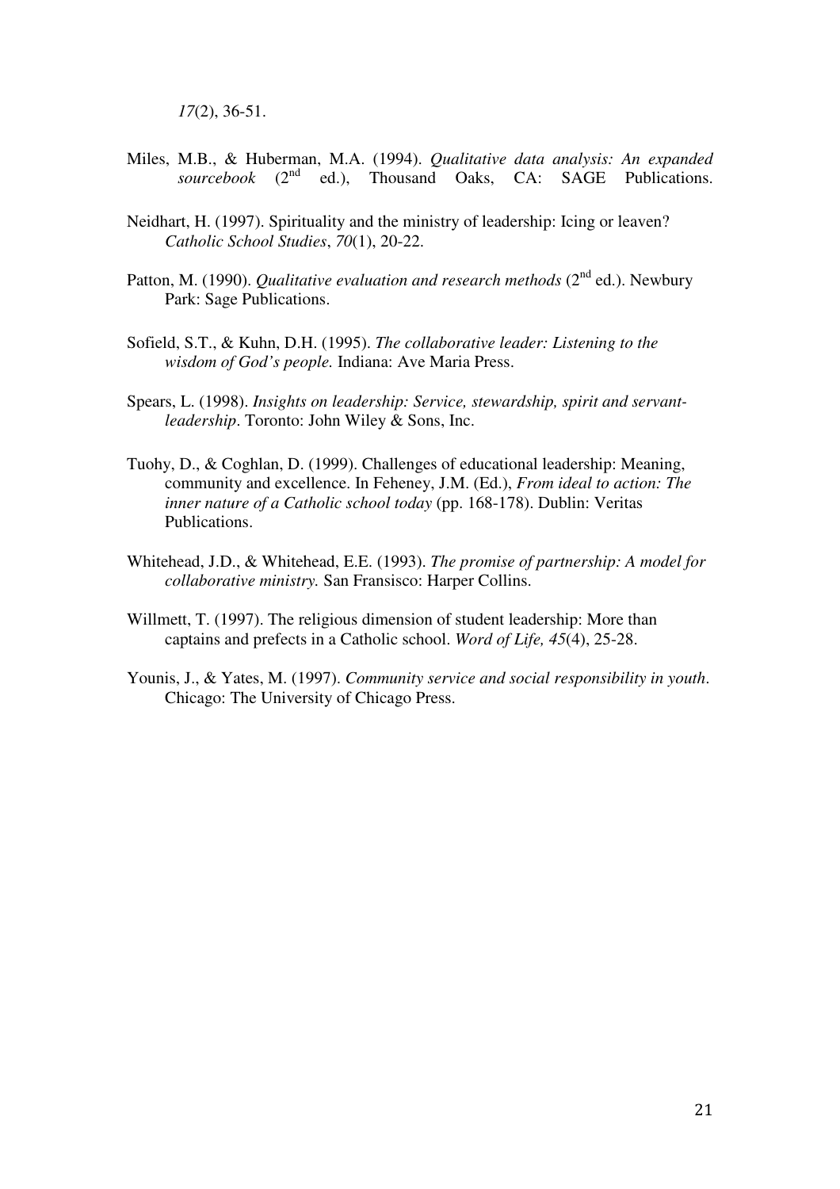*17*(2), 36-51.

Miles, M.B., & Huberman, M.A. (1994). *Qualitative data analysis: An expanded sourcebook* (2nd ed.), Thousand Oaks, CA: SAGE Publications.

Neidhart, H. (1997). Spirituality and the ministry of leadership: Icing or leaven? *Catholic School Studies*, *70*(1), 20-22.

Patton, M. (1990). *Qualitative evaluation and research methods* (2nd ed.). Newbury Park: Sage Publications.

Sofield, S.T., & Kuhn, D.H. (1995). *The collaborative leader: Listening to the wisdom of God's people.* Indiana: Ave Maria Press.

Spears, L. (1998). *Insights on leadership: Service, stewardship, spirit and servant-leadership*. Toronto: John Wiley & Sons, Inc.

Tuohy, D., & Coghlan, D. (1999). Challenges of educational leadership: Meaning, community and excellence. In Feheney, J.M. (Ed.), *From ideal to action: The inner nature of a Catholic school today* (pp. 168-178). Dublin: Veritas Publications.

Whitehead, J.D., & Whitehead, E.E. (1993). *The promise of partnership: A model for collaborative ministry.* San Fransisco: Harper Collins.

Willmett, T. (1997). The religious dimension of student leadership: More than captains and prefects in a Catholic school. *Word of Life, 45*(4), 25-28.

Younis, J., & Yates, M. (1997). *Community service and social responsibility in youth*. Chicago: The University of Chicago Press.